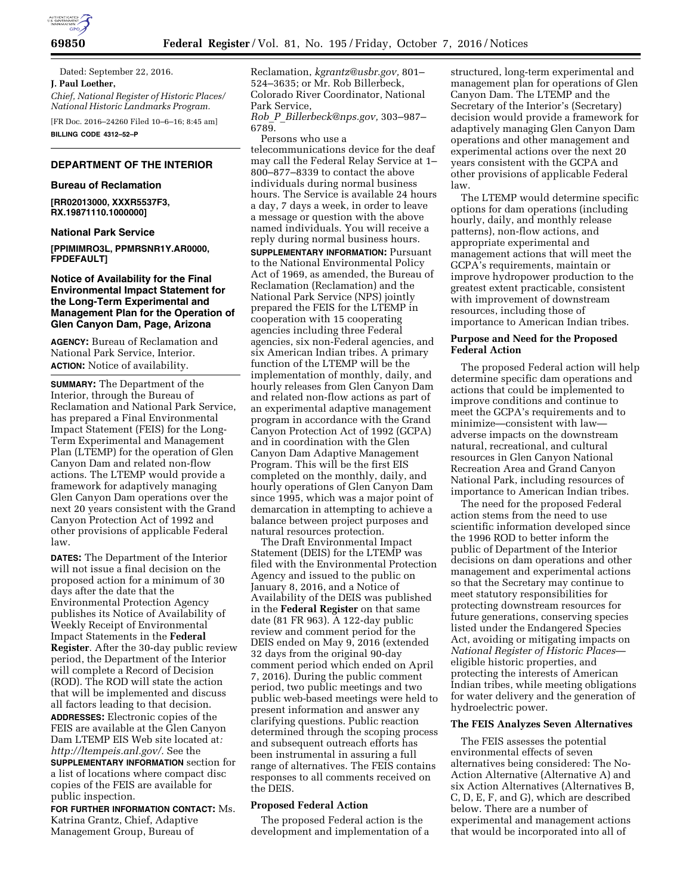Dated: September 22, 2016.

**J. Paul Loether,**

*Chief, National Register of Historic Places/ National Historic Landmarks Program.*

[FR Doc. 2016–24260 Filed 10–6–16; 8:45 am]

**BILLING CODE 4312–52–P**

## DEPARTMENT OF THE INTERIOR

### Bureau of Reclamation

**[RR02013000, XXXR5537F3, RX.19871110.1000000]**

### National Park Service

**[PPIMIMRO3L, PPMRSNR1Y.AR0000, FPDEFAULT]**

### Notice of Availability for the Final Environmental Impact Statement for the Long-Term Experimental and Management Plan for the Operation of Glen Canyon Dam, Page, Arizona

**AGENCY:** Bureau of Reclamation and National Park Service, Interior.

**ACTION:** Notice of availability.

**SUMMARY:** The Department of the Interior, through the Bureau of Reclamation and National Park Service, has prepared a Final Environmental Impact Statement (FEIS) for the Long-Term Experimental and Management Plan (LTEMP) for the operation of Glen Canyon Dam and related non-flow actions. The LTEMP would provide a framework for adaptively managing Glen Canyon Dam operations over the next 20 years consistent with the Grand Canyon Protection Act of 1992 and other provisions of applicable Federal law.

**DATES:** The Department of the Interior will not issue a final decision on the proposed action for a minimum of 30 days after the date that the Environmental Protection Agency publishes its Notice of Availability of Weekly Receipt of Environmental Impact Statements in the **Federal Register**. After the 30-day public review period, the Department of the Interior will complete a Record of Decision (ROD). The ROD will state the action that will be implemented and discuss all factors leading to that decision.

**ADDRESSES:** Electronic copies of the FEIS are available at the Glen Canyon Dam LTEMP EIS Web site located at: *http://ltempeis.anl.gov/.* See the **SUPPLEMENTARY INFORMATION** section for a list of locations where compact disc copies of the FEIS are available for public inspection.

**FOR FURTHER INFORMATION CONTACT:** Ms. Katrina Grantz, Chief, Adaptive Management Group, Bureau of Reclamation, *kgrantz@usbr.gov,* 801–524–3635; or Mr. Rob Billerbeck, Colorado River Coordinator, National Park Service, *Rob_P_Billerbeck@nps.gov,* 303–987–6789.

Persons who use a telecommunications device for the deaf may call the Federal Relay Service at 1–800–877–8339 to contact the above individuals during normal business hours. The Service is available 24 hours a day, 7 days a week, in order to leave a message or question with the above named individuals. You will receive a reply during normal business hours.

**SUPPLEMENTARY INFORMATION:** Pursuant to the National Environmental Policy Act of 1969, as amended, the Bureau of Reclamation (Reclamation) and the National Park Service (NPS) jointly prepared the FEIS for the LTEMP in cooperation with 15 cooperating agencies including three Federal agencies, six non-Federal agencies, and six American Indian tribes. A primary function of the LTEMP will be the implementation of monthly, daily, and hourly releases from Glen Canyon Dam and related non-flow actions as part of an experimental adaptive management program in accordance with the Grand Canyon Protection Act of 1992 (GCPA) and in coordination with the Glen Canyon Dam Adaptive Management Program. This will be the first EIS completed on the monthly, daily, and hourly operations of Glen Canyon Dam since 1995, which was a major point of demarcation in attempting to achieve a balance between project purposes and natural resources protection.

The Draft Environmental Impact Statement (DEIS) for the LTEMP was filed with the Environmental Protection Agency and issued to the public on January 8, 2016, and a Notice of Availability of the DEIS was published in the **Federal Register** on that same date (81 FR 963). A 122-day public review and comment period for the DEIS ended on May 9, 2016 (extended 32 days from the original 90-day comment period which ended on April 7, 2016). During the public comment period, two public meetings and two public web-based meetings were held to present information and answer any clarifying questions. Public reaction determined through the scoping process and subsequent outreach efforts has been instrumental in assuring a full range of alternatives. The FEIS contains responses to all comments received on the DEIS.

#### Proposed Federal Action

The proposed Federal action is the development and implementation of a structured, long-term experimental and management plan for operations of Glen Canyon Dam. The LTEMP and the Secretary of the Interior's (Secretary) decision would provide a framework for adaptively managing Glen Canyon Dam operations and other management and experimental actions over the next 20 years consistent with the GCPA and other provisions of applicable Federal law.

The LTEMP would determine specific options for dam operations (including hourly, daily, and monthly release patterns), non-flow actions, and appropriate experimental and management actions that will meet the GCPA's requirements, maintain or improve hydropower production to the greatest extent practicable, consistent with improvement of downstream resources, including those of importance to American Indian tribes.

#### Purpose and Need for the Proposed Federal Action

The proposed Federal action will help determine specific dam operations and actions that could be implemented to improve conditions and continue to meet the GCPA's requirements and to minimize—consistent with law—adverse impacts on the downstream natural, recreational, and cultural resources in Glen Canyon National Recreation Area and Grand Canyon National Park, including resources of importance to American Indian tribes.

The need for the proposed Federal action stems from the need to use scientific information developed since the 1996 ROD to better inform the public of Department of the Interior decisions on dam operations and other management and experimental actions so that the Secretary may continue to meet statutory responsibilities for protecting downstream resources for future generations, conserving species listed under the Endangered Species Act, avoiding or mitigating impacts on *National Register of Historic Places*—eligible historic properties, and protecting the interests of American Indian tribes, while meeting obligations for water delivery and the generation of hydroelectric power.

#### The FEIS Analyzes Seven Alternatives

The FEIS assesses the potential environmental effects of seven alternatives being considered: The No-Action Alternative (Alternative A) and six Action Alternatives (Alternatives B, C, D, E, F, and G), which are described below. There are a number of experimental and management actions that would be incorporated into all of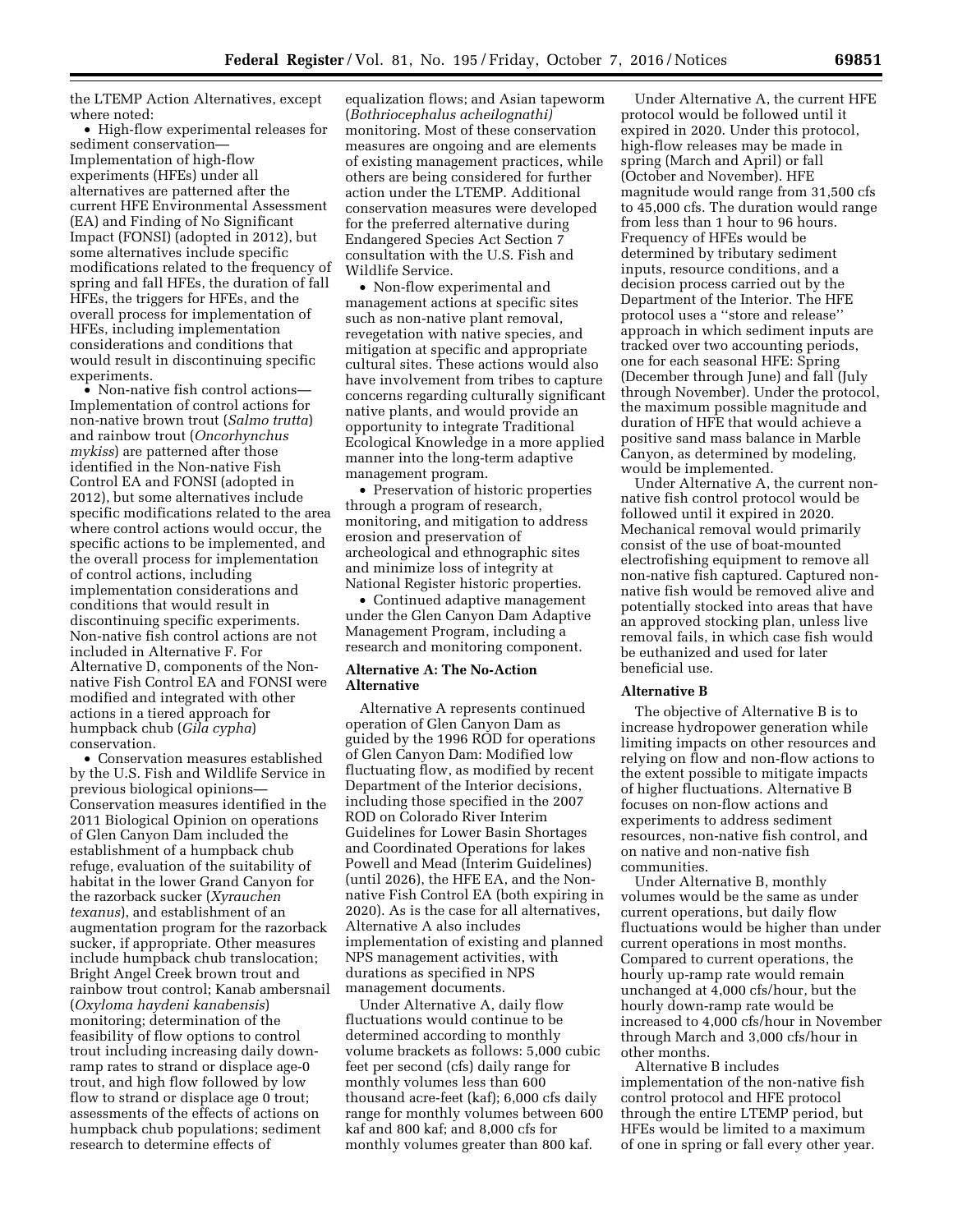the LTEMP Action Alternatives, except where noted:

- High-flow experimental releases for sediment conservation—Implementation of high-flow experiments (HFEs) under all alternatives are patterned after the current HFE Environmental Assessment (EA) and Finding of No Significant Impact (FONSI) (adopted in 2012), but some alternatives include specific modifications related to the frequency of spring and fall HFEs, the duration of fall HFEs, the triggers for HFEs, and the overall process for implementation of HFEs, including implementation considerations and conditions that would result in discontinuing specific experiments.
- Non-native fish control actions—Implementation of control actions for non-native brown trout (*Salmo trutta*) and rainbow trout (*Oncorhynchus mykiss*) are patterned after those identified in the Non-native Fish Control EA and FONSI (adopted in 2012), but some alternatives include specific modifications related to the area where control actions would occur, the specific actions to be implemented, and the overall process for implementation of control actions, including implementation considerations and conditions that would result in discontinuing specific experiments. Non-native fish control actions are not included in Alternative F. For Alternative D, components of the Non-native Fish Control EA and FONSI were modified and integrated with other actions in a tiered approach for humpback chub (*Gila cypha*) conservation.
- Conservation measures established by the U.S. Fish and Wildlife Service in previous biological opinions—Conservation measures identified in the 2011 Biological Opinion on operations of Glen Canyon Dam included the establishment of a humpback chub refuge, evaluation of the suitability of habitat in the lower Grand Canyon for the razorback sucker (*Xyrauchen texanus*), and establishment of an augmentation program for the razorback sucker, if appropriate. Other measures include humpback chub translocation; Bright Angel Creek brown trout and rainbow trout control; Kanab ambersnail (*Oxyloma haydeni kanabensis*) monitoring; determination of the feasibility of flow options to control trout including increasing daily down-ramp rates to strand or displace age-0 trout, and high flow followed by low flow to strand or displace age 0 trout; assessments of the effects of actions on humpback chub populations; sediment research to determine effects of equalization flows; and Asian tapeworm (*Bothriocephalus acheilognathi*) monitoring. Most of these conservation measures are ongoing and are elements of existing management practices, while others are being considered for further action under the LTEMP. Additional conservation measures were developed for the preferred alternative during Endangered Species Act Section 7 consultation with the U.S. Fish and Wildlife Service.
- Non-flow experimental and management actions at specific sites such as non-native plant removal, revegetation with native species, and mitigation at specific and appropriate cultural sites. These actions would also have involvement from tribes to capture concerns regarding culturally significant native plants, and would provide an opportunity to integrate Traditional Ecological Knowledge in a more applied manner into the long-term adaptive management program.
- Preservation of historic properties through a program of research, monitoring, and mitigation to address erosion and preservation of archeological and ethnographic sites and minimize loss of integrity at National Register historic properties.
- Continued adaptive management under the Glen Canyon Dam Adaptive Management Program, including a research and monitoring component.

**Alternative A: The No-Action Alternative**

Alternative A represents continued operation of Glen Canyon Dam as guided by the 1996 ROD for operations of Glen Canyon Dam: Modified low fluctuating flow, as modified by recent Department of the Interior decisions, including those specified in the 2007 ROD on Colorado River Interim Guidelines for Lower Basin Shortages and Coordinated Operations for lakes Powell and Mead (Interim Guidelines) (until 2026), the HFE EA, and the Non-native Fish Control EA (both expiring in 2020). As is the case for all alternatives, Alternative A also includes implementation of existing and planned NPS management activities, with durations as specified in NPS management documents.

Under Alternative A, daily flow fluctuations would continue to be determined according to monthly volume brackets as follows: 5,000 cubic feet per second (cfs) daily range for monthly volumes less than 600 thousand acre-feet (kaf); 6,000 cfs daily range for monthly volumes between 600 kaf and 800 kaf; and 8,000 cfs for monthly volumes greater than 800 kaf.

Under Alternative A, the current HFE protocol would be followed until it expired in 2020. Under this protocol, high-flow releases may be made in spring (March and April) or fall (October and November). HFE magnitude would range from 31,500 cfs to 45,000 cfs. The duration would range from less than 1 hour to 96 hours. Frequency of HFEs would be determined by tributary sediment inputs, resource conditions, and a decision process carried out by the Department of the Interior. The HFE protocol uses a "store and release" approach in which sediment inputs are tracked over two accounting periods, one for each seasonal HFE: Spring (December through June) and fall (July through November). Under the protocol, the maximum possible magnitude and duration of HFE that would achieve a positive sand mass balance in Marble Canyon, as determined by modeling, would be implemented.

Under Alternative A, the current non-native fish control protocol would be followed until it expired in 2020. Mechanical removal would primarily consist of the use of boat-mounted electrofishing equipment to remove all non-native fish captured. Captured non-native fish would be removed alive and potentially stocked into areas that have an approved stocking plan, unless live removal fails, in which case fish would be euthanized and used for later beneficial use.

**Alternative B**

The objective of Alternative B is to increase hydropower generation while limiting impacts on other resources and relying on flow and non-flow actions to the extent possible to mitigate impacts of higher fluctuations. Alternative B focuses on non-flow actions and experiments to address sediment resources, non-native fish control, and on native and non-native fish communities.

Under Alternative B, monthly volumes would be the same as under current operations, but daily flow fluctuations would be higher than under current operations in most months. Compared to current operations, the hourly up-ramp rate would remain unchanged at 4,000 cfs/hour, but the hourly down-ramp rate would be increased to 4,000 cfs/hour in November through March and 3,000 cfs/hour in other months.

Alternative B includes implementation of the non-native fish control protocol and HFE protocol through the entire LTEMP period, but HFEs would be limited to a maximum of one in spring or fall every other year.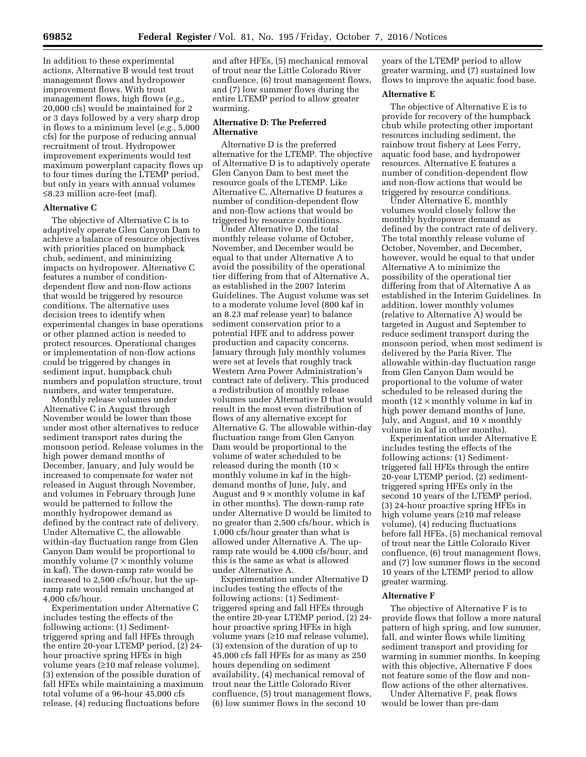In addition to these experimental actions, Alternative B would test trout management flows and hydropower improvement flows. With trout management flows, high flows (*e.g.,* 20,000 cfs) would be maintained for 2 or 3 days followed by a very sharp drop in flows to a minimum level (*e.g.,* 5,000 cfs) for the purpose of reducing annual recruitment of trout. Hydropower improvement experiments would test maximum powerplant capacity flows up to four times during the LTEMP period, but only in years with annual volumes ≤8.23 million acre-feet (maf).

**Alternative C**

The objective of Alternative C is to adaptively operate Glen Canyon Dam to achieve a balance of resource objectives with priorities placed on humpback chub, sediment, and minimizing impacts on hydropower. Alternative C features a number of condition-dependent flow and non-flow actions that would be triggered by resource conditions. The alternative uses decision trees to identify when experimental changes in base operations or other planned action is needed to protect resources. Operational changes or implementation of non-flow actions could be triggered by changes in sediment input, humpback chub numbers and population structure, trout numbers, and water temperature.

Monthly release volumes under Alternative C in August through November would be lower than those under most other alternatives to reduce sediment transport rates during the monsoon period. Release volumes in the high power demand months of December, January, and July would be increased to compensate for water not released in August through November, and volumes in February through June would be patterned to follow the monthly hydropower demand as defined by the contract rate of delivery. Under Alternative C, the allowable within-day fluctuation range from Glen Canyon Dam would be proportional to monthly volume (7 × monthly volume in kaf). The down-ramp rate would be increased to 2,500 cfs/hour, but the up-ramp rate would remain unchanged at 4,000 cfs/hour.

Experimentation under Alternative C includes testing the effects of the following actions: (1) Sediment-triggered spring and fall HFEs through the entire 20-year LTEMP period, (2) 24-hour proactive spring HFEs in high volume years (≥10 maf release volume), (3) extension of the possible duration of fall HFEs while maintaining a maximum total volume of a 96-hour 45,000 cfs release, (4) reducing fluctuations before and after HFEs, (5) mechanical removal of trout near the Little Colorado River confluence, (6) trout management flows, and (7) low summer flows during the entire LTEMP period to allow greater warming.

**Alternative D: The Preferred Alternative**

Alternative D is the preferred alternative for the LTEMP. The objective of Alternative D is to adaptively operate Glen Canyon Dam to best meet the resource goals of the LTEMP. Like Alternative C, Alternative D features a number of condition-dependent flow and non-flow actions that would be triggered by resource conditions.

Under Alternative D, the total monthly release volume of October, November, and December would be equal to that under Alternative A to avoid the possibility of the operational tier differing from that of Alternative A, as established in the 2007 Interim Guidelines. The August volume was set to a moderate volume level (800 kaf in an 8.23 maf release year) to balance sediment conservation prior to a potential HFE and to address power production and capacity concerns. January through July monthly volumes were set at levels that roughly track Western Area Power Administration's contract rate of delivery. This produced a redistribution of monthly release volumes under Alternative D that would result in the most even distribution of flows of any alternative except for Alternative G. The allowable within-day fluctuation range from Glen Canyon Dam would be proportional to the volume of water scheduled to be released during the month (10 × monthly volume in kaf in the high-demand months of June, July, and August and 9 × monthly volume in kaf in other months). The down-ramp rate under Alternative D would be limited to no greater than 2,500 cfs/hour, which is 1,000 cfs/hour greater than what is allowed under Alternative A. The up-ramp rate would be 4,000 cfs/hour, and this is the same as what is allowed under Alternative A.

Experimentation under Alternative D includes testing the effects of the following actions: (1) Sediment-triggered spring and fall HFEs through the entire 20-year LTEMP period, (2) 24-hour proactive spring HFEs in high volume years (≥10 maf release volume), (3) extension of the duration of up to 45,000 cfs fall HFEs for as many as 250 hours depending on sediment availability, (4) mechanical removal of trout near the Little Colorado River confluence, (5) trout management flows, (6) low summer flows in the second 10 years of the LTEMP period to allow greater warming, and (7) sustained low flows to improve the aquatic food base.

**Alternative E**

The objective of Alternative E is to provide for recovery of the humpback chub while protecting other important resources including sediment, the rainbow trout fishery at Lees Ferry, aquatic food base, and hydropower resources. Alternative E features a number of condition-dependent flow and non-flow actions that would be triggered by resource conditions.

Under Alternative E, monthly volumes would closely follow the monthly hydropower demand as defined by the contract rate of delivery. The total monthly release volume of October, November, and December, however, would be equal to that under Alternative A to minimize the possibility of the operational tier differing from that of Alternative A as established in the Interim Guidelines. In addition, lower monthly volumes (relative to Alternative A) would be targeted in August and September to reduce sediment transport during the monsoon period, when most sediment is delivered by the Paria River. The allowable within-day fluctuation range from Glen Canyon Dam would be proportional to the volume of water scheduled to be released during the month (12 × monthly volume in kaf in high power demand months of June, July, and August, and 10 × monthly volume in kaf in other months).

Experimentation under Alternative E includes testing the effects of the following actions: (1) Sediment-triggered fall HFEs through the entire 20-year LTEMP period, (2) sediment-triggered spring HFEs only in the second 10 years of the LTEMP period, (3) 24-hour proactive spring HFEs in high volume years (≥10 maf release volume), (4) reducing fluctuations before fall HFEs, (5) mechanical removal of trout near the Little Colorado River confluence, (6) trout management flows, and (7) low summer flows in the second 10 years of the LTEMP period to allow greater warming.

**Alternative F**

The objective of Alternative F is to provide flows that follow a more natural pattern of high spring, and low summer, fall, and winter flows while limiting sediment transport and providing for warming in summer months. In keeping with this objective, Alternative F does not feature some of the flow and non-flow actions of the other alternatives.

Under Alternative F, peak flows would be lower than pre-dam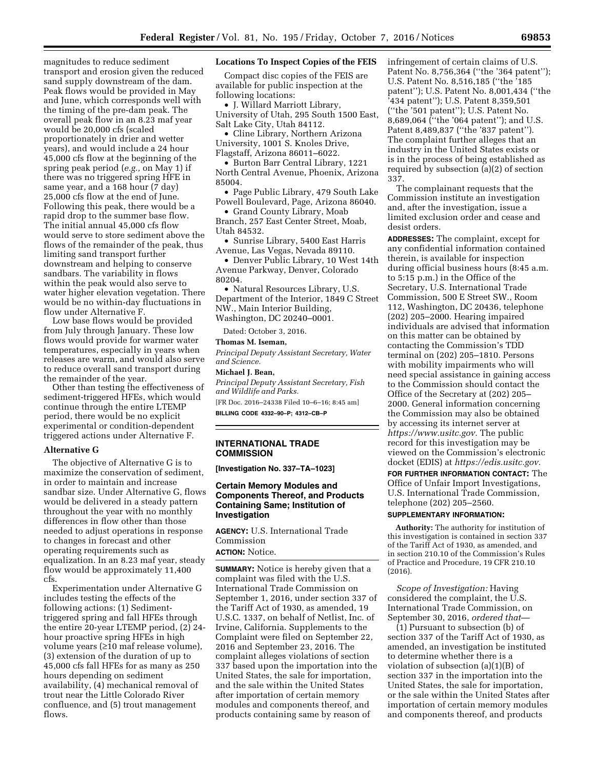magnitudes to reduce sediment transport and erosion given the reduced sand supply downstream of the dam. Peak flows would be provided in May and June, which corresponds well with the timing of the pre-dam peak. The overall peak flow in an 8.23 maf year would be 20,000 cfs (scaled proportionately in drier and wetter years), and would include a 24 hour 45,000 cfs flow at the beginning of the spring peak period (*e.g.,* on May 1) if there was no triggered spring HFE in same year, and a 168 hour (7 day) 25,000 cfs flow at the end of June. Following this peak, there would be a rapid drop to the summer base flow. The initial annual 45,000 cfs flow would serve to store sediment above the flows of the remainder of the peak, thus limiting sand transport further downstream and helping to conserve sandbars. The variability in flows within the peak would also serve to water higher elevation vegetation. There would be no within-day fluctuations in flow under Alternative F.

Low base flows would be provided from July through January. These low flows would provide for warmer water temperatures, especially in years when releases are warm, and would also serve to reduce overall sand transport during the remainder of the year.

Other than testing the effectiveness of sediment-triggered HFEs, which would continue through the entire LTEMP period, there would be no explicit experimental or condition-dependent triggered actions under Alternative F.

### Alternative G

The objective of Alternative G is to maximize the conservation of sediment, in order to maintain and increase sandbar size. Under Alternative G, flows would be delivered in a steady pattern throughout the year with no monthly differences in flow other than those needed to adjust operations in response to changes in forecast and other operating requirements such as equalization. In an 8.23 maf year, steady flow would be approximately 11,400 cfs.

Experimentation under Alternative G includes testing the effects of the following actions: (1) Sediment-triggered spring and fall HFEs through the entire 20-year LTEMP period, (2) 24-hour proactive spring HFEs in high volume years (≥10 maf release volume), (3) extension of the duration of up to 45,000 cfs fall HFEs for as many as 250 hours depending on sediment availability, (4) mechanical removal of trout near the Little Colorado River confluence, and (5) trout management flows.

### Locations To Inspect Copies of the FEIS

Compact disc copies of the FEIS are available for public inspection at the following locations:

- J. Willard Marriott Library, University of Utah, 295 South 1500 East, Salt Lake City, Utah 84112.
- Cline Library, Northern Arizona University, 1001 S. Knoles Drive, Flagstaff, Arizona 86011–6022.
- Burton Barr Central Library, 1221 North Central Avenue, Phoenix, Arizona 85004.
- Page Public Library, 479 South Lake Powell Boulevard, Page, Arizona 86040.
- Grand County Library, Moab Branch, 257 East Center Street, Moab, Utah 84532.
- Sunrise Library, 5400 East Harris Avenue, Las Vegas, Nevada 89110.
- Denver Public Library, 10 West 14th Avenue Parkway, Denver, Colorado 80204.
- Natural Resources Library, U.S. Department of the Interior, 1849 C Street NW., Main Interior Building, Washington, DC 20240–0001.

Dated: October 3, 2016.

**Thomas M. Iseman,**

*Principal Deputy Assistant Secretary, Water and Science.*

**Michael J. Bean,**

*Principal Deputy Assistant Secretary, Fish and Wildlife and Parks.*

[FR Doc. 2016–24338 Filed 10–6–16; 8:45 am]

**BILLING CODE 4332–90–P; 4312–CB–P**

## INTERNATIONAL TRADE COMMISSION

**[Investigation No. 337–TA–1023]**

### Certain Memory Modules and Components Thereof, and Products Containing Same; Institution of Investigation

**AGENCY:** U.S. International Trade Commission

**ACTION:** Notice.

**SUMMARY:** Notice is hereby given that a complaint was filed with the U.S. International Trade Commission on September 1, 2016, under section 337 of the Tariff Act of 1930, as amended, 19 U.S.C. 1337, on behalf of Netlist, Inc. of Irvine, California. Supplements to the Complaint were filed on September 22, 2016 and September 23, 2016. The complaint alleges violations of section 337 based upon the importation into the United States, the sale for importation, and the sale within the United States after importation of certain memory modules and components thereof, and products containing same by reason of infringement of certain claims of U.S. Patent No. 8,756,364 (''the '364 patent''); U.S. Patent No. 8,516,185 (''the '185 patent''); U.S. Patent No. 8,001,434 (''the '434 patent''); U.S. Patent 8,359,501 (''the '501 patent''); U.S. Patent No. 8,689,064 (''the '064 patent''); and U.S. Patent 8,489,837 (''the '837 patent''). The complaint further alleges that an industry in the United States exists or is in the process of being established as required by subsection (a)(2) of section 337.

The complainant requests that the Commission institute an investigation and, after the investigation, issue a limited exclusion order and cease and desist orders.

**ADDRESSES:** The complaint, except for any confidential information contained therein, is available for inspection during official business hours (8:45 a.m. to 5:15 p.m.) in the Office of the Secretary, U.S. International Trade Commission, 500 E Street SW., Room 112, Washington, DC 20436, telephone (202) 205–2000. Hearing impaired individuals are advised that information on this matter can be obtained by contacting the Commission's TDD terminal on (202) 205–1810. Persons with mobility impairments who will need special assistance in gaining access to the Commission should contact the Office of the Secretary at (202) 205–2000. General information concerning the Commission may also be obtained by accessing its internet server at *https://www.usitc.gov.* The public record for this investigation may be viewed on the Commission's electronic docket (EDIS) at *https://edis.usitc.gov.*

**FOR FURTHER INFORMATION CONTACT:** The Office of Unfair Import Investigations, U.S. International Trade Commission, telephone (202) 205–2560.

**SUPPLEMENTARY INFORMATION:**

**Authority:** The authority for institution of this investigation is contained in section 337 of the Tariff Act of 1930, as amended, and in section 210.10 of the Commission's Rules of Practice and Procedure, 19 CFR 210.10 (2016).

*Scope of Investigation:* Having considered the complaint, the U.S. International Trade Commission, on September 30, 2016, *ordered that*—

(1) Pursuant to subsection (b) of section 337 of the Tariff Act of 1930, as amended, an investigation be instituted to determine whether there is a violation of subsection (a)(1)(B) of section 337 in the importation into the United States, the sale for importation, or the sale within the United States after importation of certain memory modules and components thereof, and products